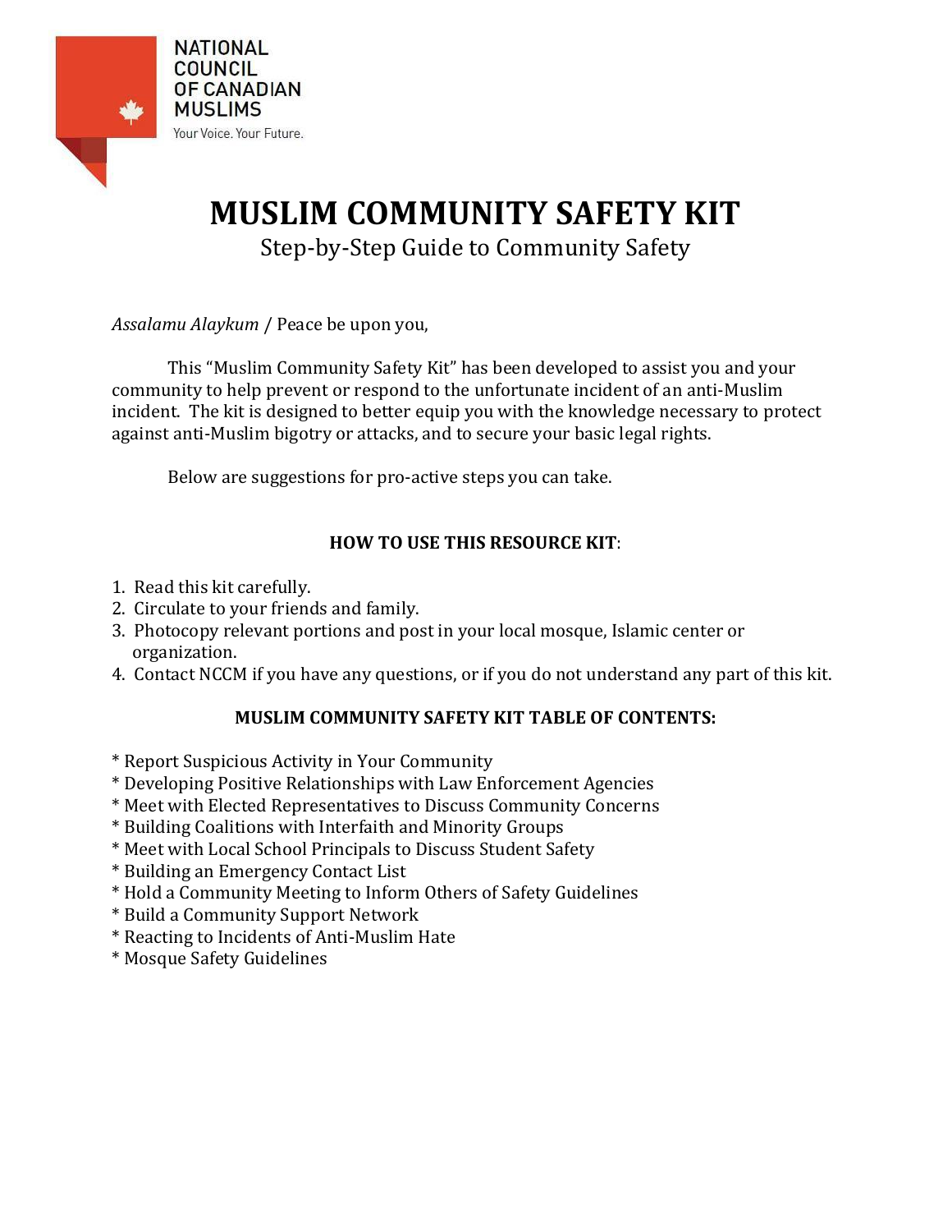NATIONAL COUNCIL OF CANADIAN MUSLIMS

Your Voice. Your Future.

# MUSLIM COMMUNITY SAFETY KIT

## Step-by-Step Guide to Community Safety

*Assalamu Alaykum* / Peace be upon you,

This "Muslim Community Safety Kit" has been developed to assist you and your community to help prevent or respond to the unfortunate incident of an anti-Muslim incident. The kit is designed to better equip you with the knowledge necessary to protect against anti-Muslim bigotry or attacks, and to secure your basic legal rights.

Below are suggestions for pro-active steps you can take.

**HOW TO USE THIS RESOURCE KIT**:

1. Read this kit carefully.
2. Circulate to your friends and family.
3. Photocopy relevant portions and post in your local mosque, Islamic center or organization.
4. Contact NCCM if you have any questions, or if you do not understand any part of this kit.

**MUSLIM COMMUNITY SAFETY KIT TABLE OF CONTENTS:**

* Report Suspicious Activity in Your Community
* Developing Positive Relationships with Law Enforcement Agencies
* Meet with Elected Representatives to Discuss Community Concerns
* Building Coalitions with Interfaith and Minority Groups
* Meet with Local School Principals to Discuss Student Safety
* Building an Emergency Contact List
* Hold a Community Meeting to Inform Others of Safety Guidelines
* Build a Community Support Network
* Reacting to Incidents of Anti-Muslim Hate
* Mosque Safety Guidelines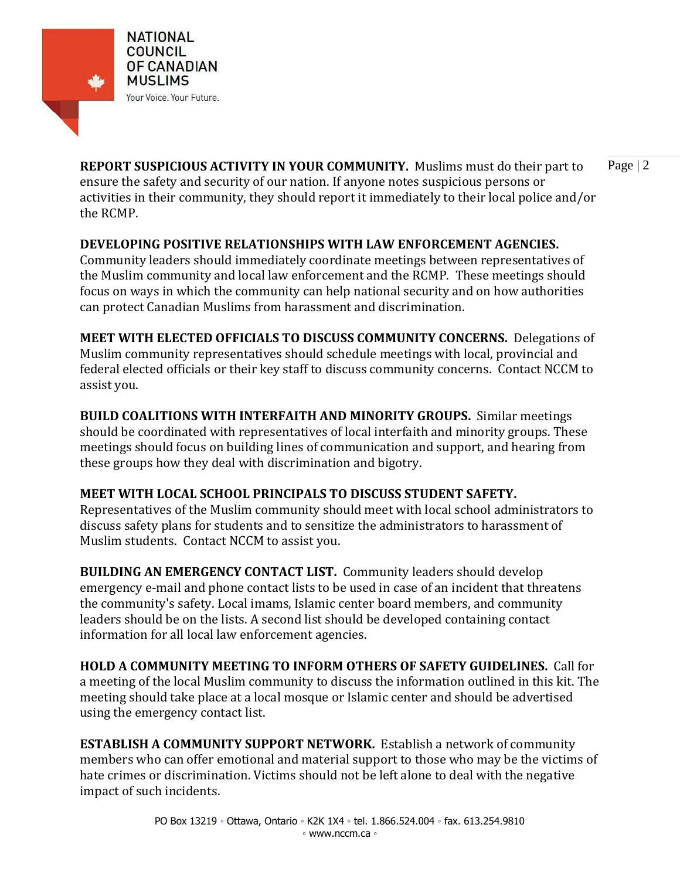**REPORT SUSPICIOUS ACTIVITY IN YOUR COMMUNITY.** Muslims must do their part to ensure the safety and security of our nation. If anyone notes suspicious persons or activities in their community, they should report it immediately to their local police and/or the RCMP.

**DEVELOPING POSITIVE RELATIONSHIPS WITH LAW ENFORCEMENT AGENCIES.** Community leaders should immediately coordinate meetings between representatives of the Muslim community and local law enforcement and the RCMP. These meetings should focus on ways in which the community can help national security and on how authorities can protect Canadian Muslims from harassment and discrimination.

**MEET WITH ELECTED OFFICIALS TO DISCUSS COMMUNITY CONCERNS.** Delegations of Muslim community representatives should schedule meetings with local, provincial and federal elected officials or their key staff to discuss community concerns. Contact NCCM to assist you.

**BUILD COALITIONS WITH INTERFAITH AND MINORITY GROUPS.** Similar meetings should be coordinated with representatives of local interfaith and minority groups. These meetings should focus on building lines of communication and support, and hearing from these groups how they deal with discrimination and bigotry.

**MEET WITH LOCAL SCHOOL PRINCIPALS TO DISCUSS STUDENT SAFETY.** Representatives of the Muslim community should meet with local school administrators to discuss safety plans for students and to sensitize the administrators to harassment of Muslim students. Contact NCCM to assist you.

**BUILDING AN EMERGENCY CONTACT LIST.** Community leaders should develop emergency e-mail and phone contact lists to be used in case of an incident that threatens the community's safety. Local imams, Islamic center board members, and community leaders should be on the lists. A second list should be developed containing contact information for all local law enforcement agencies.

**HOLD A COMMUNITY MEETING TO INFORM OTHERS OF SAFETY GUIDELINES.** Call for a meeting of the local Muslim community to discuss the information outlined in this kit. The meeting should take place at a local mosque or Islamic center and should be advertised using the emergency contact list.

**ESTABLISH A COMMUNITY SUPPORT NETWORK.** Establish a network of community members who can offer emotional and material support to those who may be the victims of hate crimes or discrimination. Victims should not be left alone to deal with the negative impact of such incidents.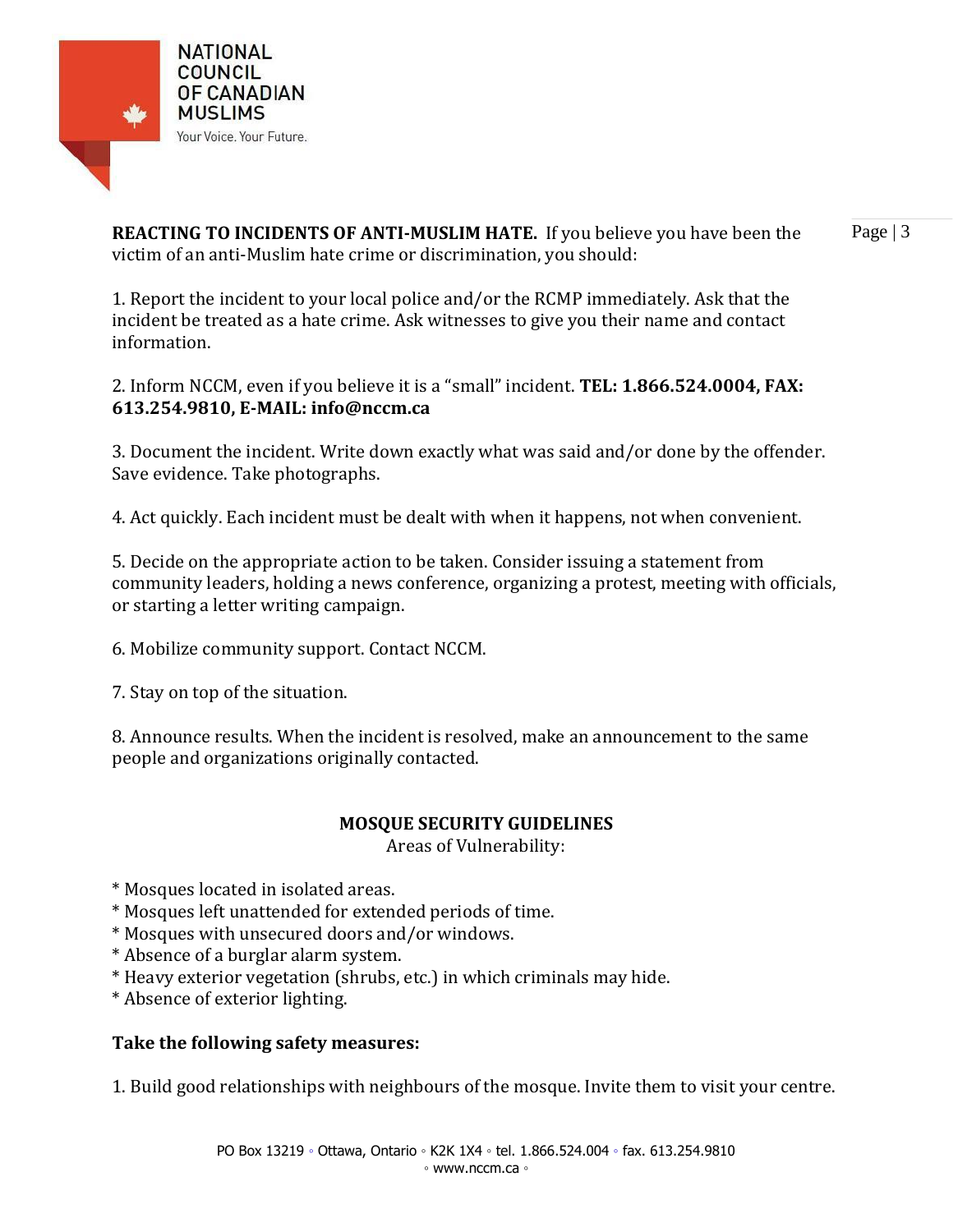**REACTING TO INCIDENTS OF ANTI-MUSLIM HATE.** If you believe you have been the victim of an anti-Muslim hate crime or discrimination, you should:

1. Report the incident to your local police and/or the RCMP immediately. Ask that the incident be treated as a hate crime. Ask witnesses to give you their name and contact information.

2. Inform NCCM, even if you believe it is a "small" incident. **TEL: 1.866.524.0004, FAX: 613.254.9810, E-MAIL: info@nccm.ca**

3. Document the incident. Write down exactly what was said and/or done by the offender. Save evidence. Take photographs.

4. Act quickly. Each incident must be dealt with when it happens, not when convenient.

5. Decide on the appropriate action to be taken. Consider issuing a statement from community leaders, holding a news conference, organizing a protest, meeting with officials, or starting a letter writing campaign.

6. Mobilize community support. Contact NCCM.

7. Stay on top of the situation.

8. Announce results. When the incident is resolved, make an announcement to the same people and organizations originally contacted.

## MOSQUE SECURITY GUIDELINES

Areas of Vulnerability:

* Mosques located in isolated areas.
* Mosques left unattended for extended periods of time.
* Mosques with unsecured doors and/or windows.
* Absence of a burglar alarm system.
* Heavy exterior vegetation (shrubs, etc.) in which criminals may hide.
* Absence of exterior lighting.

**Take the following safety measures:**

1. Build good relationships with neighbours of the mosque. Invite them to visit your centre.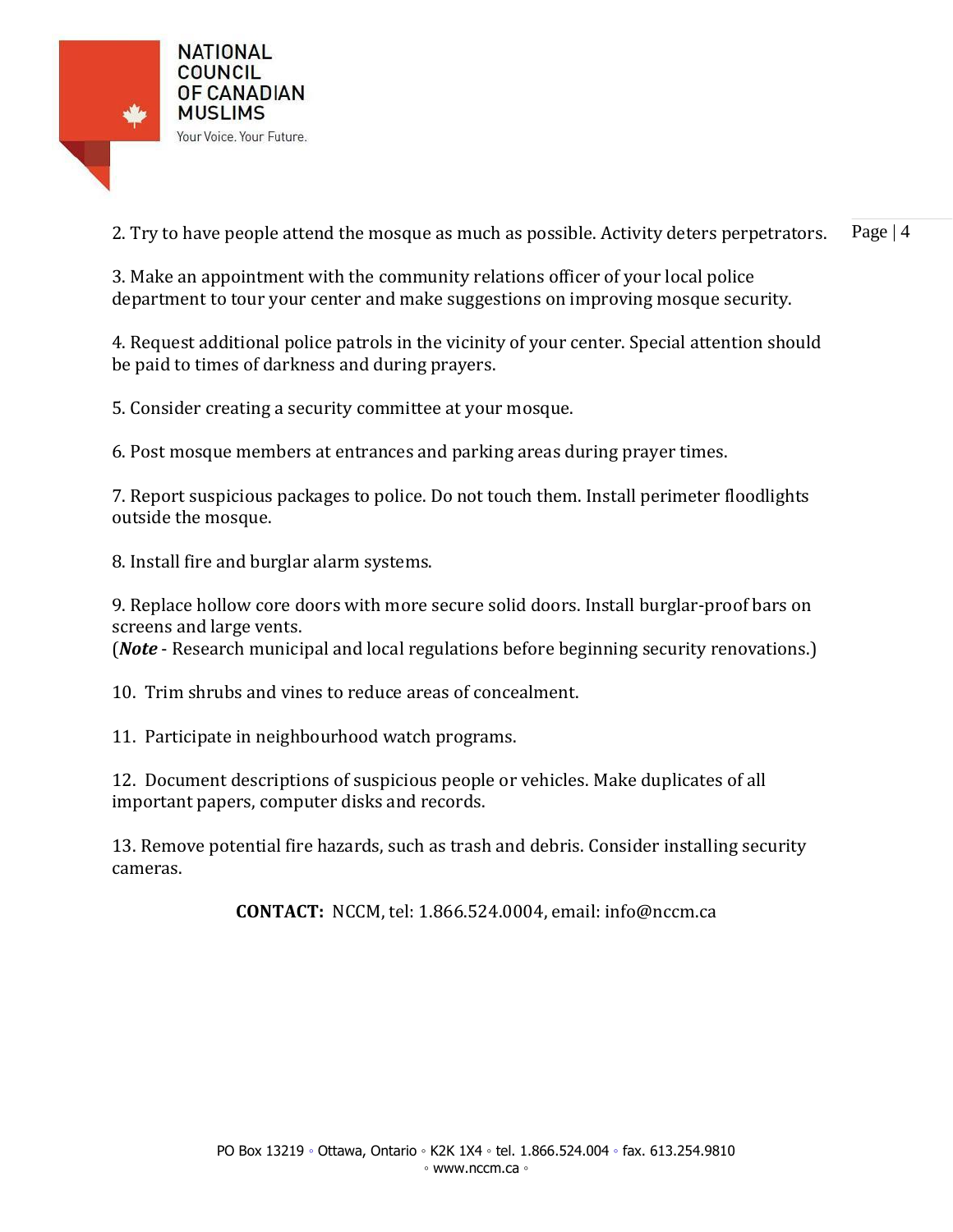2. Try to have people attend the mosque as much as possible. Activity deters perpetrators.

3. Make an appointment with the community relations officer of your local police department to tour your center and make suggestions on improving mosque security.

4. Request additional police patrols in the vicinity of your center. Special attention should be paid to times of darkness and during prayers.

5. Consider creating a security committee at your mosque.

6. Post mosque members at entrances and parking areas during prayer times.

7. Report suspicious packages to police. Do not touch them. Install perimeter floodlights outside the mosque.

8. Install fire and burglar alarm systems.

9. Replace hollow core doors with more secure solid doors. Install burglar-proof bars on screens and large vents.
(***Note*** - Research municipal and local regulations before beginning security renovations.)

10. Trim shrubs and vines to reduce areas of concealment.

11. Participate in neighbourhood watch programs.

12. Document descriptions of suspicious people or vehicles. Make duplicates of all important papers, computer disks and records.

13. Remove potential fire hazards, such as trash and debris. Consider installing security cameras.

**CONTACT:** NCCM, tel: 1.866.524.0004, email: info@nccm.ca